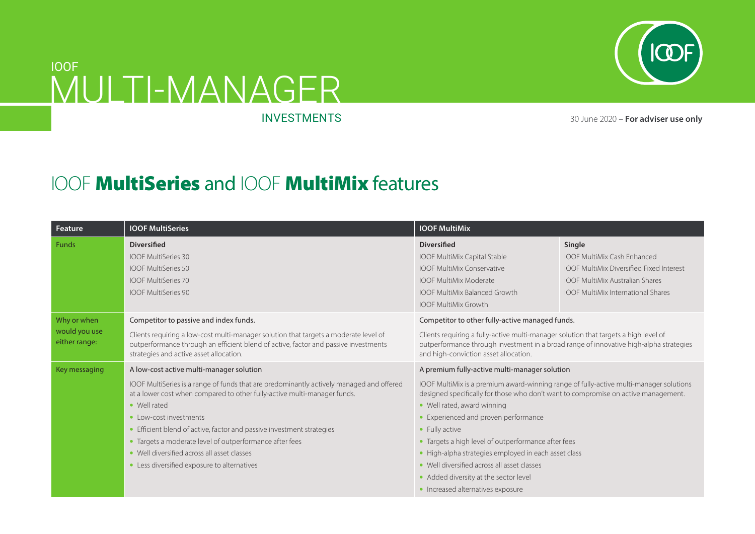# IOOF MULTI-MANAGER INVESTMENTS

30 June 2020 – **For adviser use only**

## IOOF **MultiSeries** and IOOF **MultiMix** features

| Feature | IOOF MultiSeries | IOOF MultiMix | |
|---|---|---|---|
| Funds | **Diversified**<br>IOOF MultiSeries 30<br>IOOF MultiSeries 50<br>IOOF MultiSeries 70<br>IOOF MultiSeries 90 | **Diversified**<br>IOOF MultiMix Capital Stable<br>IOOF MultiMix Conservative<br>IOOF MultiMix Moderate<br>IOOF MultiMix Balanced Growth<br>IOOF MultiMix Growth | **Single**<br>IOOF MultiMix Cash Enhanced<br>IOOF MultiMix Diversified Fixed Interest<br>IOOF MultiMix Australian Shares<br>IOOF MultiMix International Shares |
| Why or when would you use either range: | Competitor to passive and index funds.<br><br>Clients requiring a low-cost multi-manager solution that targets a moderate level of outperformance through an efficient blend of active, factor and passive investments strategies and active asset allocation. | Competitor to other fully-active managed funds.<br><br>Clients requiring a fully-active multi-manager solution that targets a high level of outperformance through investment in a broad range of innovative high-alpha strategies and high-conviction asset allocation. | |
| Key messaging | A low-cost active multi-manager solution<br><br>IOOF MultiSeries is a range of funds that are predominantly actively managed and offered at a lower cost when compared to other fully-active multi-manager funds.<br>• Well rated<br>• Low-cost investments<br>• Efficient blend of active, factor and passive investment strategies<br>• Targets a moderate level of outperformance after fees<br>• Well diversified across all asset classes<br>• Less diversified exposure to alternatives | A premium fully-active multi-manager solution<br><br>IOOF MultiMix is a premium award-winning range of fully-active multi-manager solutions designed specifically for those who don't want to compromise on active management.<br>• Well rated, award winning<br>• Experienced and proven performance<br>• Fully active<br>• Targets a high level of outperformance after fees<br>• High-alpha strategies employed in each asset class<br>• Well diversified across all asset classes<br>• Added diversity at the sector level<br>• Increased alternatives exposure | |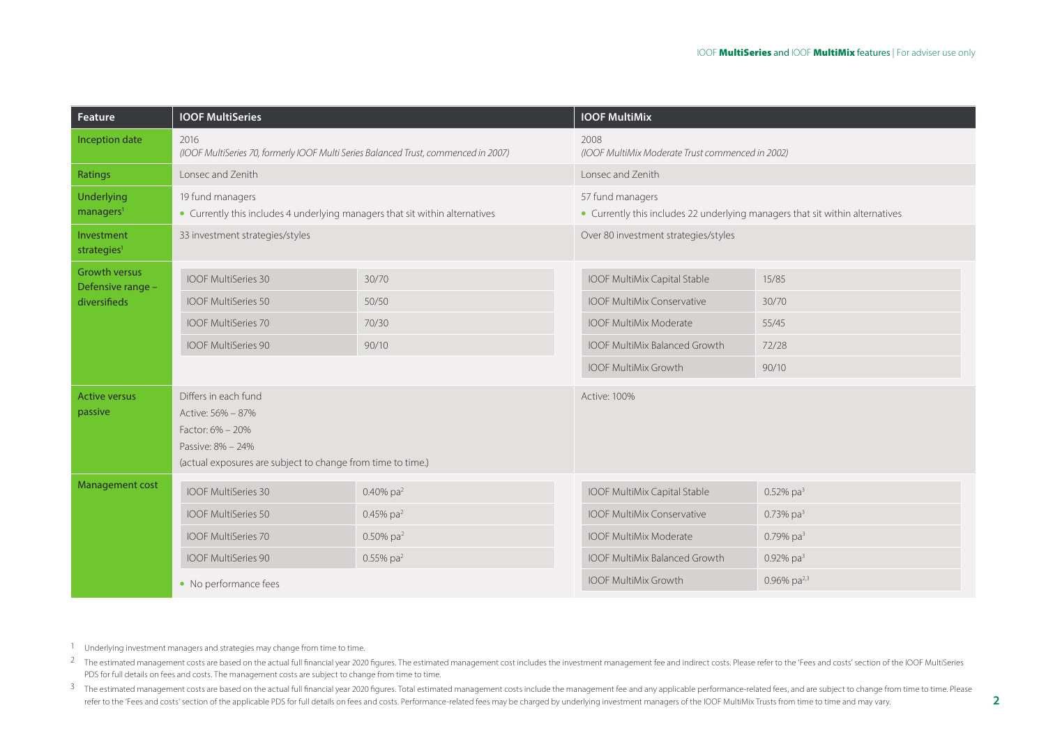| Feature | IOOF MultiSeries | | IOOF MultiMix | |
|---|---|---|---|---|
| Inception date | 2016<br>*(IOOF MultiSeries 70, formerly IOOF Multi Series Balanced Trust, commenced in 2007)* | | 2008<br>*(IOOF MultiMix Moderate Trust commenced in 2002)* | |
| Ratings | Lonsec and Zenith | | Lonsec and Zenith | |
| Underlying managers[1] | 19 fund managers<br>• Currently this includes 4 underlying managers that sit within alternatives | | 57 fund managers<br>• Currently this includes 22 underlying managers that sit within alternatives | |
| Investment strategies[1] | 33 investment strategies/styles | | Over 80 investment strategies/styles | |
| Growth versus Defensive range – diversifieds | IOOF MultiSeries 30 | 30/70 | IOOF MultiMix Capital Stable | 15/85 |
| | IOOF MultiSeries 50 | 50/50 | IOOF MultiMix Conservative | 30/70 |
| | IOOF MultiSeries 70 | 70/30 | IOOF MultiMix Moderate | 55/45 |
| | IOOF MultiSeries 90 | 90/10 | IOOF MultiMix Balanced Growth | 72/28 |
| | | | IOOF MultiMix Growth | 90/10 |
| Active versus passive | Differs in each fund<br>Active: 56% – 87%<br>Factor: 6% – 20%<br>Passive: 8% – 24%<br>(actual exposures are subject to change from time to time.) | | Active: 100% | |
| Management cost | IOOF MultiSeries 30 | 0.40% pa[2] | IOOF MultiMix Capital Stable | 0.52% pa[3] |
| | IOOF MultiSeries 50 | 0.45% pa[2] | IOOF MultiMix Conservative | 0.73% pa[3] |
| | IOOF MultiSeries 70 | 0.50% pa[2] | IOOF MultiMix Moderate | 0.79% pa[3] |
| | IOOF MultiSeries 90 | 0.55% pa[2] | IOOF MultiMix Balanced Growth | 0.92% pa[3] |
| | • No performance fees | | IOOF MultiMix Growth | 0.96% pa[2,3] |

1 Underlying investment managers and strategies may change from time to time.

2 The estimated management costs are based on the actual full financial year 2020 figures. The estimated management cost includes the investment management fee and indirect costs. Please refer to the 'Fees and costs' section of the IOOF MultiSeries PDS for full details on fees and costs. The management costs are subject to change from time to time.

3 The estimated management costs are based on the actual full financial year 2020 figures. Total estimated management costs include the management fee and any applicable performance-related fees, and are subject to change from time to time. Please refer to the 'Fees and costs' section of the applicable PDS for full details on fees and costs. Performance-related fees may be charged by underlying investment managers of the IOOF MultiMix Trusts from time to time and may vary.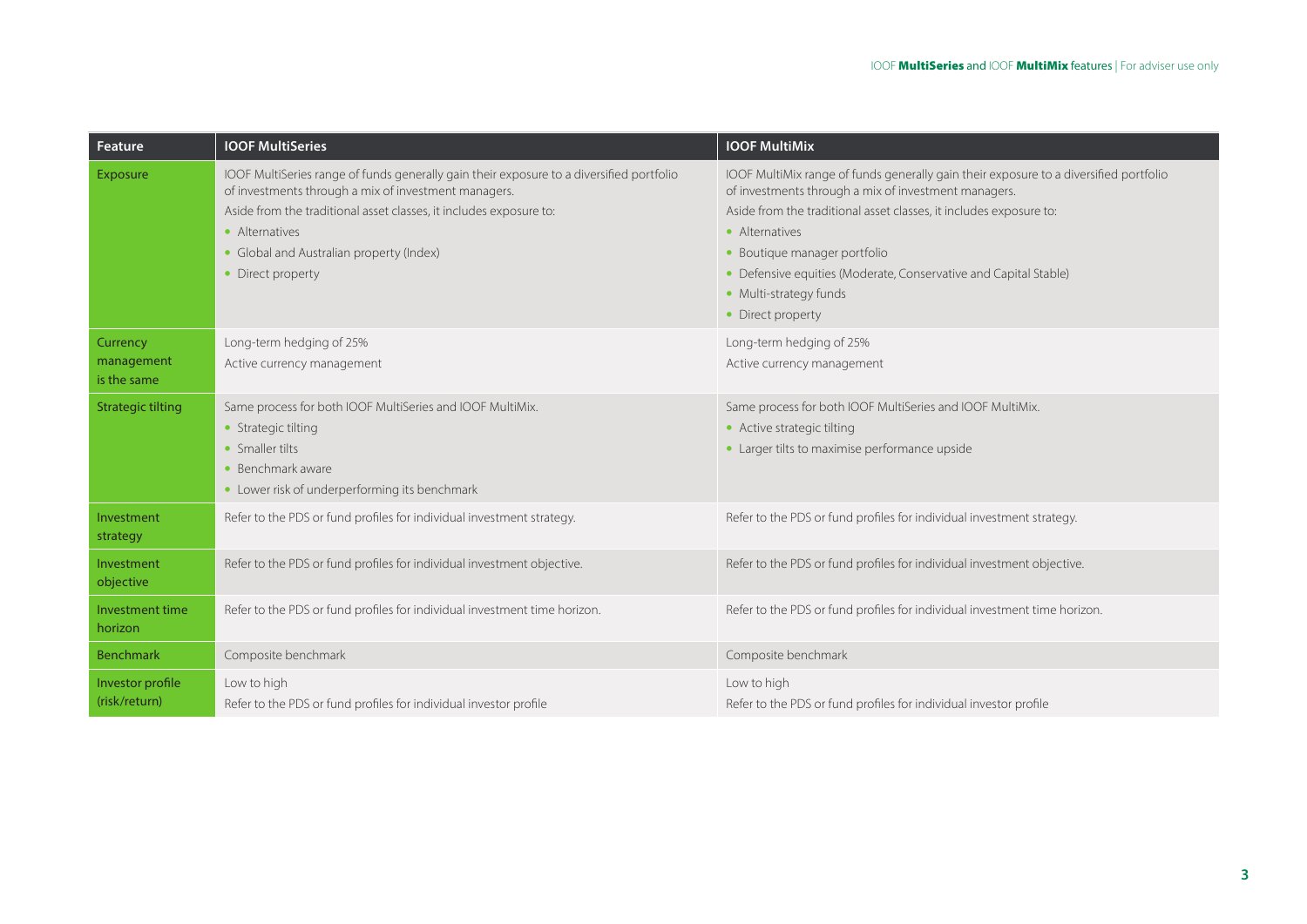| Feature | IOOF MultiSeries | IOOF MultiMix |
|---|---|---|
| Exposure | IOOF MultiSeries range of funds generally gain their exposure to a diversified portfolio of investments through a mix of investment managers.<br>Aside from the traditional asset classes, it includes exposure to:<br>• Alternatives<br>• Global and Australian property (Index)<br>• Direct property | IOOF MultiMix range of funds generally gain their exposure to a diversified portfolio of investments through a mix of investment managers.<br>Aside from the traditional asset classes, it includes exposure to:<br>• Alternatives<br>• Boutique manager portfolio<br>• Defensive equities (Moderate, Conservative and Capital Stable)<br>• Multi-strategy funds<br>• Direct property |
| Currency management is the same | Long-term hedging of 25%<br>Active currency management | Long-term hedging of 25%<br>Active currency management |
| Strategic tilting | Same process for both IOOF MultiSeries and IOOF MultiMix.<br>• Strategic tilting<br>• Smaller tilts<br>• Benchmark aware<br>• Lower risk of underperforming its benchmark | Same process for both IOOF MultiSeries and IOOF MultiMix.<br>• Active strategic tilting<br>• Larger tilts to maximise performance upside |
| Investment strategy | Refer to the PDS or fund profiles for individual investment strategy. | Refer to the PDS or fund profiles for individual investment strategy. |
| Investment objective | Refer to the PDS or fund profiles for individual investment objective. | Refer to the PDS or fund profiles for individual investment objective. |
| Investment time horizon | Refer to the PDS or fund profiles for individual investment time horizon. | Refer to the PDS or fund profiles for individual investment time horizon. |
| Benchmark | Composite benchmark | Composite benchmark |
| Investor profile (risk/return) | Low to high<br>Refer to the PDS or fund profiles for individual investor profile | Low to high<br>Refer to the PDS or fund profiles for individual investor profile |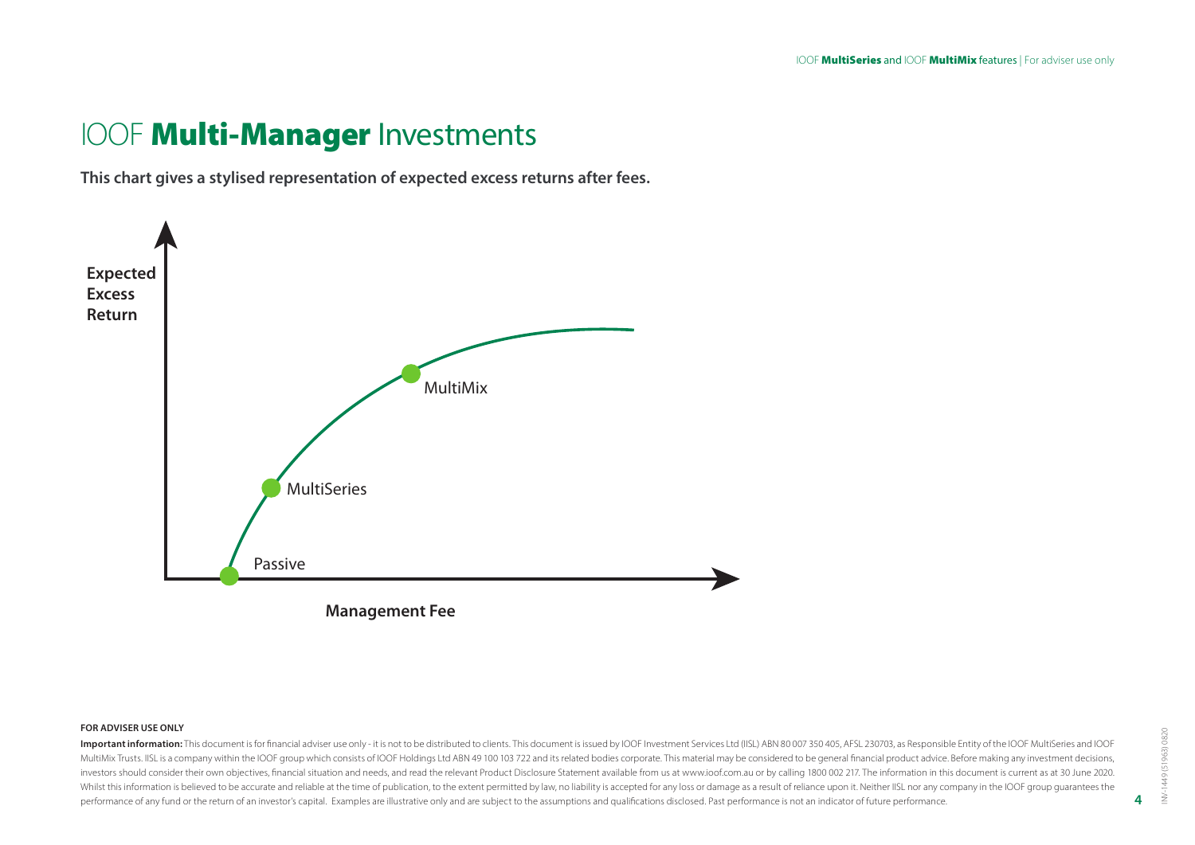# IOOF **Multi-Manager** Investments

**This chart gives a stylised representation of expected excess returns after fees.**

Expected Excess Return

MultiMix

MultiSeries

Passive

Management Fee

**FOR ADVISER USE ONLY**

**Important information:** This document is for financial adviser use only - it is not to be distributed to clients. This document is issued by IOOF Investment Services Ltd (IISL) ABN 80 007 350 405, AFSL 230703, as Responsible Entity of the IOOF MultiSeries and IOOF MultiMix Trusts. IISL is a company within the IOOF group which consists of IOOF Holdings Ltd ABN 49 100 103 722 and its related bodies corporate. This material may be considered to be general financial product advice. Before making any investment decisions, investors should consider their own objectives, financial situation and needs, and read the relevant Product Disclosure Statement available from us at www.ioof.com.au or by calling 1800 002 217. The information in this document is current as at 30 June 2020. Whilst this information is believed to be accurate and reliable at the time of publication, to the extent permitted by law, no liability is accepted for any loss or damage as a result of reliance upon it. Neither IISL nor any company in the IOOF group guarantees the performance of any fund or the return of an investor's capital. Examples are illustrative only and are subject to the assumptions and qualifications disclosed. Past performance is not an indicator of future performance.

INV-1449 (51963) 0820